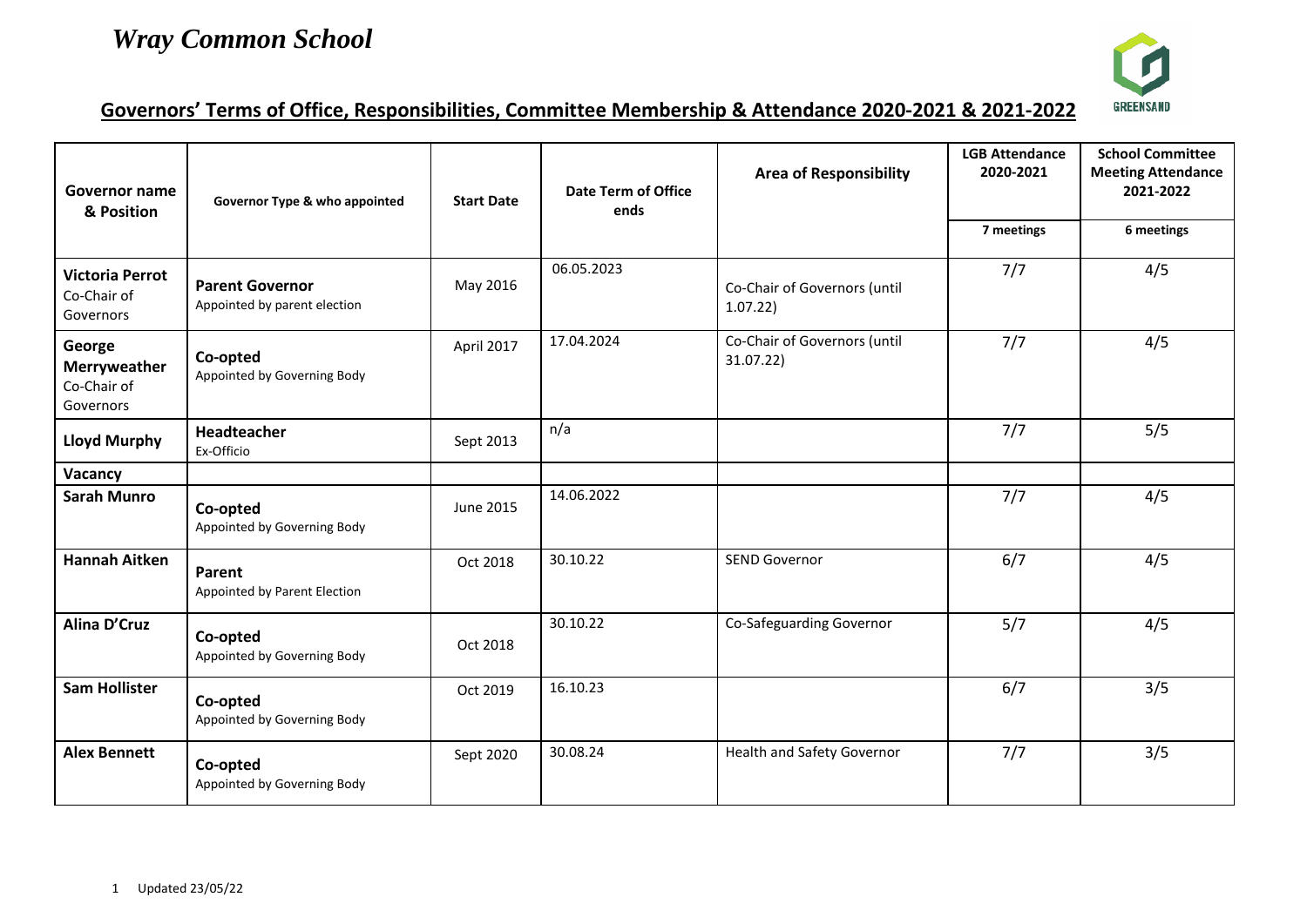# *Wray Common School*

## Governors' Terms of Office, Responsibilities, Committee Membership & Attendance 2020-2021 & 2021-2022

| Governor name & Position | Governor Type & who appointed | Start Date | Date Term of Office ends | Area of Responsibility | LGB Attendance 2020-2021 | School Committee Meeting Attendance 2021-2022 |
|---|---|---|---|---|---|---|
| | | | | | 7 meetings | 6 meetings |
| **Victoria Perrot** Co-Chair of Governors | **Parent Governor** Appointed by parent election | May 2016 | 06.05.2023 | Co-Chair of Governors (until 1.07.22) | 7/7 | 4/5 |
| **George Merryweather** Co-Chair of Governors | **Co-opted** Appointed by Governing Body | April 2017 | 17.04.2024 | Co-Chair of Governors (until 31.07.22) | 7/7 | 4/5 |
| **Lloyd Murphy** | **Headteacher** Ex-Officio | Sept 2013 | n/a | | 7/7 | 5/5 |
| **Vacancy** | | | | | | |
| **Sarah Munro** | **Co-opted** Appointed by Governing Body | June 2015 | 14.06.2022 | | 7/7 | 4/5 |
| **Hannah Aitken** | **Parent** Appointed by Parent Election | Oct 2018 | 30.10.22 | SEND Governor | 6/7 | 4/5 |
| **Alina D'Cruz** | **Co-opted** Appointed by Governing Body | Oct 2018 | 30.10.22 | Co-Safeguarding Governor | 5/7 | 4/5 |
| **Sam Hollister** | **Co-opted** Appointed by Governing Body | Oct 2019 | 16.10.23 | | 6/7 | 3/5 |
| **Alex Bennett** | **Co-opted** Appointed by Governing Body | Sept 2020 | 30.08.24 | Health and Safety Governor | 7/7 | 3/5 |

Updated 23/05/22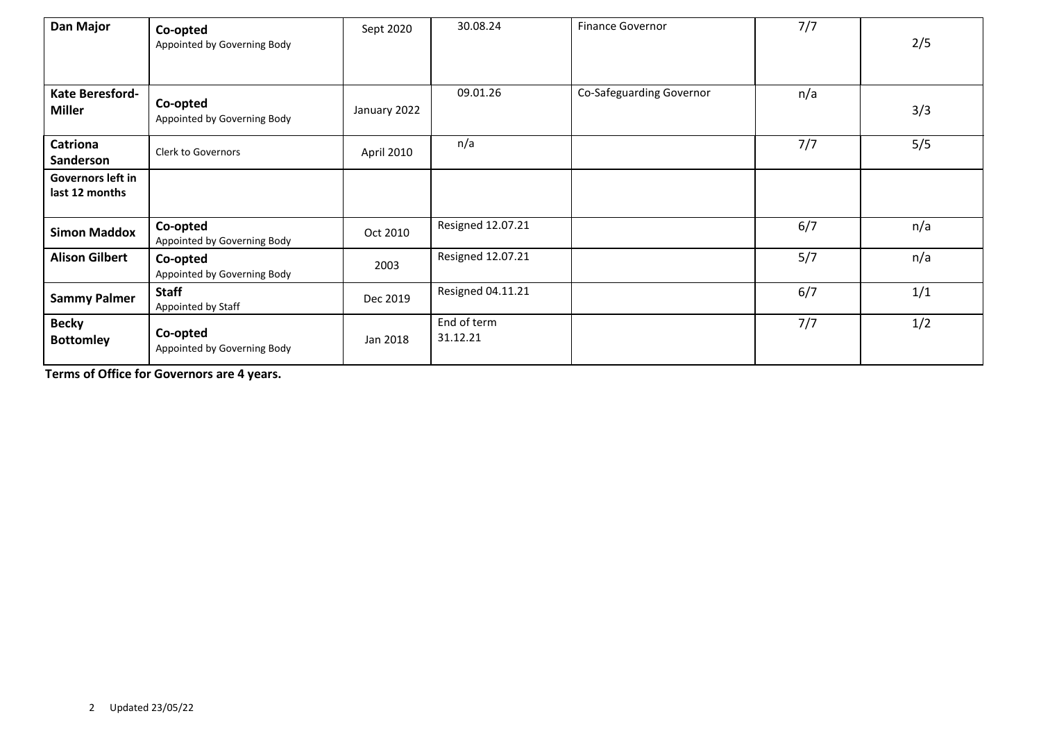| | | | | | | |
|---|---|---|---|---|---|---|
| **Dan Major** | **Co-opted** Appointed by Governing Body | Sept 2020 | 30.08.24 | Finance Governor | 7/7 | 2/5 |
| **Kate Beresford-Miller** | **Co-opted** Appointed by Governing Body | January 2022 | 09.01.26 | Co-Safeguarding Governor | n/a | 3/3 |
| **Catriona Sanderson** | Clerk to Governors | April 2010 | n/a | | 7/7 | 5/5 |
| **Governors left in last 12 months** | | | | | | |
| **Simon Maddox** | **Co-opted** Appointed by Governing Body | Oct 2010 | Resigned 12.07.21 | | 6/7 | n/a |
| **Alison Gilbert** | **Co-opted** Appointed by Governing Body | 2003 | Resigned 12.07.21 | | 5/7 | n/a |
| **Sammy Palmer** | **Staff** Appointed by Staff | Dec 2019 | Resigned 04.11.21 | | 6/7 | 1/1 |
| **Becky Bottomley** | **Co-opted** Appointed by Governing Body | Jan 2018 | End of term 31.12.21 | | 7/7 | 1/2 |

**Terms of Office for Governors are 4 years.**

Updated 23/05/22